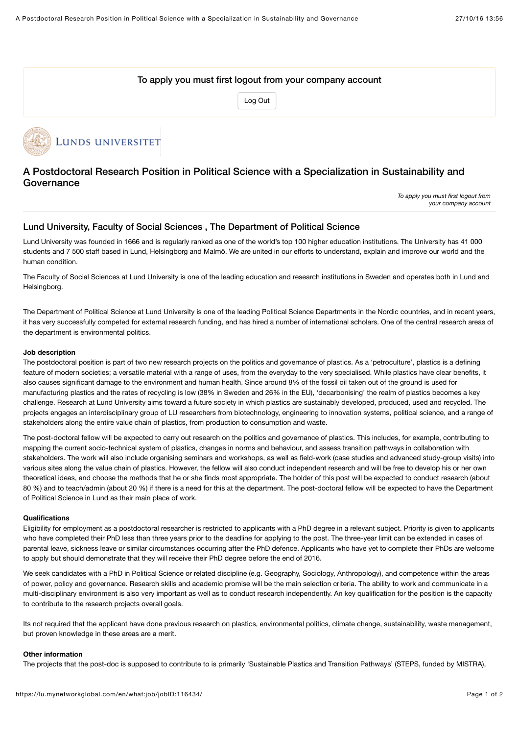To apply you must first logout from your company account

Log Out

LUNDS UNIVERSITET

# A Postdoctoral Research Position in Political Science with a Specialization in Sustainability and Governance

*To apply you must first logout from your company account*

## Lund University, Faculty of Social Sciences , The Department of Political Science

Lund University was founded in 1666 and is regularly ranked as one of the world's top 100 higher education institutions. The University has 41 000 students and 7 500 staff based in Lund, Helsingborg and Malmö. We are united in our efforts to understand, explain and improve our world and the human condition.

The Faculty of Social Sciences at Lund University is one of the leading education and research institutions in Sweden and operates both in Lund and Helsingborg.

The Department of Political Science at Lund University is one of the leading Political Science Departments in the Nordic countries, and in recent years, it has very successfully competed for external research funding, and has hired a number of international scholars. One of the central research areas of the department is environmental politics.

**Job description**

The postdoctoral position is part of two new research projects on the politics and governance of plastics. As a 'petroculture', plastics is a defining feature of modern societies; a versatile material with a range of uses, from the everyday to the very specialised. While plastics have clear benefits, it also causes significant damage to the environment and human health. Since around 8% of the fossil oil taken out of the ground is used for manufacturing plastics and the rates of recycling is low (38% in Sweden and 26% in the EU), 'decarbonising' the realm of plastics becomes a key challenge. Research at Lund University aims toward a future society in which plastics are sustainably developed, produced, used and recycled. The projects engages an interdisciplinary group of LU researchers from biotechnology, engineering to innovation systems, political science, and a range of stakeholders along the entire value chain of plastics, from production to consumption and waste.

The post-doctoral fellow will be expected to carry out research on the politics and governance of plastics. This includes, for example, contributing to mapping the current socio-technical system of plastics, changes in norms and behaviour, and assess transition pathways in collaboration with stakeholders. The work will also include organising seminars and workshops, as well as field-work (case studies and advanced study-group visits) into various sites along the value chain of plastics. However, the fellow will also conduct independent research and will be free to develop his or her own theoretical ideas, and choose the methods that he or she finds most appropriate. The holder of this post will be expected to conduct research (about 80 %) and to teach/admin (about 20 %) if there is a need for this at the department. The post-doctoral fellow will be expected to have the Department of Political Science in Lund as their main place of work.

**Qualifications**

Eligibility for employment as a postdoctoral researcher is restricted to applicants with a PhD degree in a relevant subject. Priority is given to applicants who have completed their PhD less than three years prior to the deadline for applying to the post. The three-year limit can be extended in cases of parental leave, sickness leave or similar circumstances occurring after the PhD defence. Applicants who have yet to complete their PhDs are welcome to apply but should demonstrate that they will receive their PhD degree before the end of 2016.

We seek candidates with a PhD in Political Science or related discipline (e.g. Geography, Sociology, Anthropology), and competence within the areas of power, policy and governance. Research skills and academic promise will be the main selection criteria. The ability to work and communicate in a multi-disciplinary environment is also very important as well as to conduct research independently. An key qualification for the position is the capacity to contribute to the research projects overall goals.

Its not required that the applicant have done previous research on plastics, environmental politics, climate change, sustainability, waste management, but proven knowledge in these areas are a merit.

**Other information**

The projects that the post-doc is supposed to contribute to is primarily 'Sustainable Plastics and Transition Pathways' (STEPS, funded by MISTRA),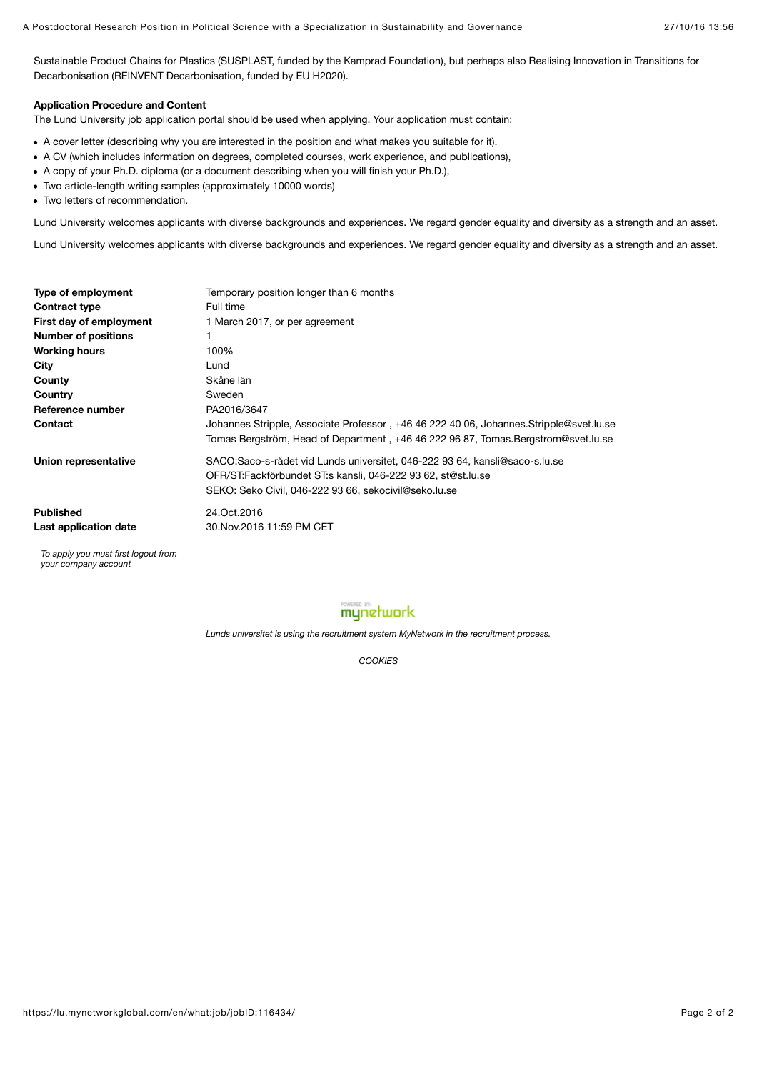Sustainable Product Chains for Plastics (SUSPLAST, funded by the Kamprad Foundation), but perhaps also Realising Innovation in Transitions for Decarbonisation (REINVENT Decarbonisation, funded by EU H2020).

**Application Procedure and Content**

The Lund University job application portal should be used when applying. Your application must contain:

- A cover letter (describing why you are interested in the position and what makes you suitable for it).
- A CV (which includes information on degrees, completed courses, work experience, and publications),
- A copy of your Ph.D. diploma (or a document describing when you will finish your Ph.D.),
- Two article-length writing samples (approximately 10000 words)
- Two letters of recommendation.

Lund University welcomes applicants with diverse backgrounds and experiences. We regard gender equality and diversity as a strength and an asset.

Lund University welcomes applicants with diverse backgrounds and experiences. We regard gender equality and diversity as a strength and an asset.

| | |
|---|---|
| **Type of employment** | Temporary position longer than 6 months |
| **Contract type** | Full time |
| **First day of employment** | 1 March 2017, or per agreement |
| **Number of positions** | 1 |
| **Working hours** | 100% |
| **City** | Lund |
| **County** | Skåne län |
| **Country** | Sweden |
| **Reference number** | PA2016/3647 |
| **Contact** | Johannes Stripple, Associate Professor , +46 46 222 40 06, Johannes.Stripple@svet.lu.se<br>Tomas Bergström, Head of Department , +46 46 222 96 87, Tomas.Bergstrom@svet.lu.se |
| **Union representative** | SACO:Saco-s-rådet vid Lunds universitet, 046-222 93 64, kansli@saco-s.lu.se<br>OFR/ST:Fackförbundet ST:s kansli, 046-222 93 62, st@st.lu.se<br>SEKO: Seko Civil, 046-222 93 66, sekocivil@seko.lu.se |
| **Published** | 24.Oct.2016 |
| **Last application date** | 30.Nov.2016 11:59 PM CET |

*To apply you must first logout from your company account*

POWERED BY: mynetwork

*Lunds universitet is using the recruitment system MyNetwork in the recruitment process.*

COOKIES